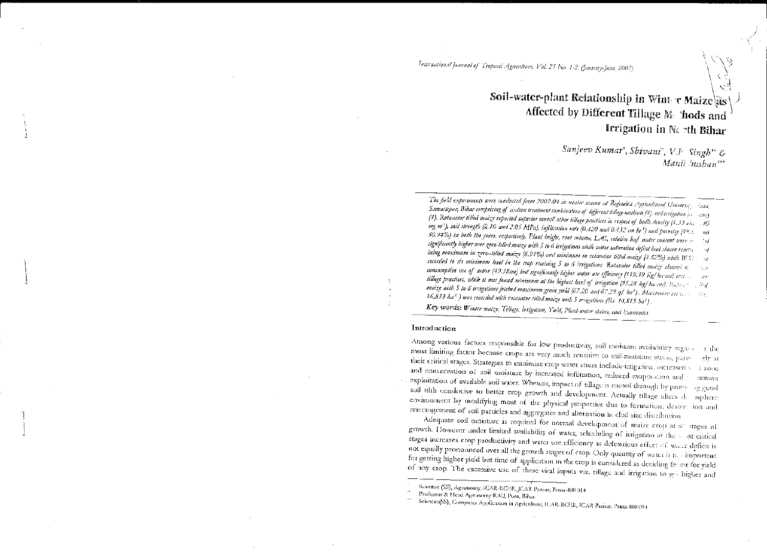# Soil-water-plant Relationship in Wint r Maize as Affected by Different Tillage M thods and Irrigation in N th Bihar

*Sanjeev Kumar*, Shivani*, V.P. Singh** & Mani Bhushan****

*The field experiments were conducted from 2002-04 in winter season at Rajendra Agricultural Universit Pusa, Samastipur, Bihar comprising of sixteen treatment combination of different tillage methods (4) and irrigation fr uency (4). Rotavator tilled maize reported superior overall other tillage practices in respect of bulk density (1.33 an .30 mg m$^{-3}$), soil strength (2.10 and 2.05 MPa), infiltration rate (0.420 and 0.432 cm hr$^{-1}$) and porosity (49. nd 50.94%) in both the years, respectively. Plant height, root volume, LAI, relative leaf water content were r d significantly higher over zero-tilled maize with 5 to 6 irrigations while water saturation deficit had shown revers d being maximum in zero-tilled maize (6.91%) and minimum in rotavator tilled maize (1.62%) while WS as recorded to its minimum level in the crop receiving 5 to 6 irrigations. Rotavator tilled maize showed m consumptive use of water (49.38cm) but significantly higher water use efficiency (119.39 Kg/ ha-cm) over er tillage practices, while it was found minimum at the highest level of irrigation (95.28 kg/ha-cm). Rotav d maize with 5 to 6 irrigations fetched maximum grain yield (67.26 and 67.29 q/ ha$^{-1}$). Maximum ne 16,833 ha$^{-1}$) was recorded with rotavator tilled maize with 5 irrigations (Rs. 14,815 ha$^{-1}$).*

**Key words:** *Winter maize, Tillage, Irrigation, Yield, Plant-water status, and Economics*

## Introduction

Among various factors responsible for low productivity, soil moisture availability rega s the most limiting factor because crops are very much sensitive to soil-moisture stress, partic rly at their critical stages. Strategies to minimize crop water stress include-irrigation, increased zone and conservation of soil moisture by increased infiltration, reduced evaporation and ximum exploitation of available soil water. Whereas, impact of tillage is routed through by provi g good soil tilth conducive to better crop growth and development. Actually tillage alters th osphere environment by modifying most of the physical properties due to formation, destru ion and rearrangement of soil particles and aggregates and alternation in clod size distribution.

Adequate soil moisture is required for normal development of maize crop at al stages of growth. However under limited availability of water, scheduling of irrigation at the ost critical stages increases crop productivity and water use efficiency as deleterious effect of water deficit is not equally pronounced over all the growth stages of crop. Only quantity of water is n important for getting higher yield but time of application to the crop is considered as deciding fa or for yield of any crop. The excessive use of these vital inputs viz. tillage and irrigation to g higher and

---

\* Scientist (SS), Agronomy, ICAR-RCER, ICAR Parisar, Patna-800 014

\*\* Professor & Head Agronomy RAU, Pusa, Bihar.

\*\*\* Scientist(SS), Computer Application in Agriculture, ICAR-RCER, ICAR Parisar, Patna-800 014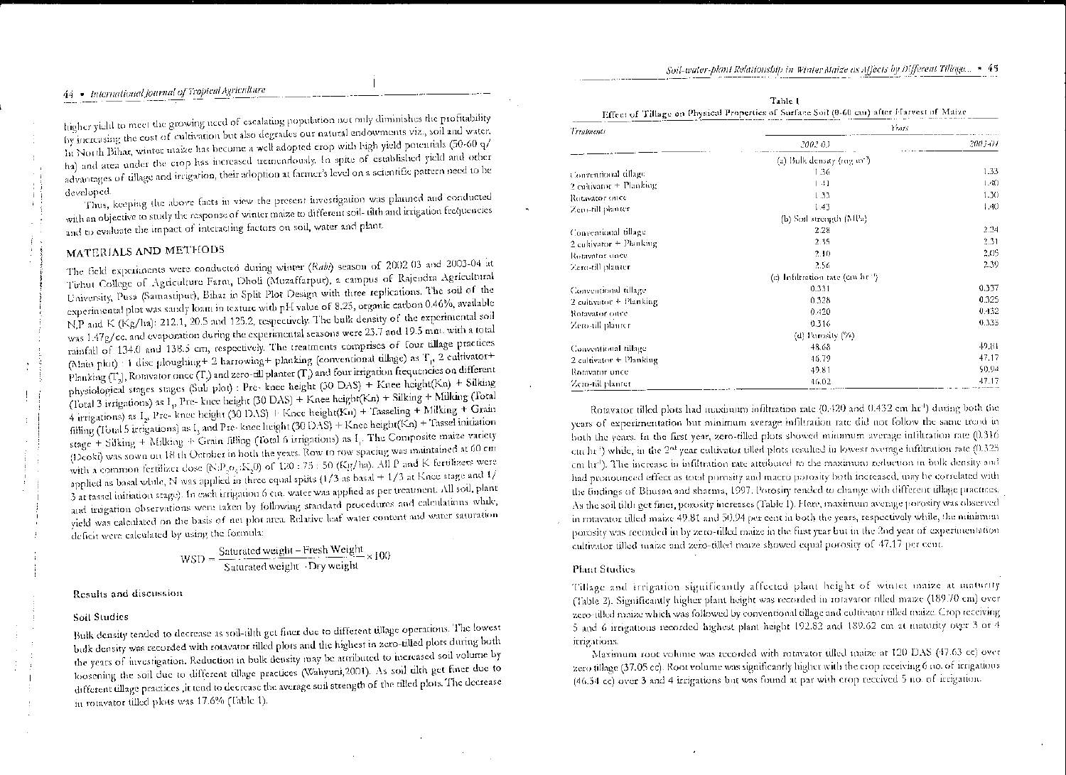higher yield to meet the growing need of escalating population not only diminishes the profitability by increasing the cost of cultivation but also degrades our natural endowments viz., soil and water. In North Bihar, winter maize has become a well adopted crop with high yield potentials (50-60 q/ha) and area under the crop has increased tremendously. In spite of established yield and other advantages of tillage and irrigation, their adoption at farmer's level on a scientific pattern need to be developed.

Thus, keeping the above facts in view the present investigation was planned and conducted with an objective to study the response of winter maize to different soil- tilth and irrigation frequencies and to evaluate the impact of interacting factors on soil, water and plant.

## MATERIALS AND METHODS

The field experiments were conducted during winter (*Rabi*) season of 2002-03 and 2003-04 at Tirhut College of Agriculture Farm, Dholi (Muzaffarpur), a campus of Rajendra Agricultural University, Pusa (Samastipur), Bihar in Split Plot Design with three replications. The soil of the experimental plot was sandy loam in texture with pH value of 8.25, organic carbon 0.46%, available N,P and K (Kg/ha): 212.1, 20.5 and 125.2, respectively. The bulk density of the experimental soil was 1.47g/cc. and evaporation during the experimental seasons were 23.7 and 19.5 mm. with a total rainfall of 134.0 and 138.5 cm, respectively. The treatments comprises of four tillage practices (Main plot) : 1 disc ploughing+ 2 harrowing+ planking (conventional tillage) as $T_1$, 2 cultivator+ Planking ($T_2$), Rotavator once ($T_3$) and zero-till planter ($T_4$) and four irrigation frequencies on different physiological stages stages (Sub plot) : Pre- knee height (30 DAS) + Knee height(Kn) + Silking (Total 3 irrigations) as $I_1$, Pre- knee height (30 DAS) + Knee height(Kn) + Silking + Milking (Total 4 irrigations) as $I_2$, Pre- knee height (30 DAS) + Knee height(Kn) + Tasseling + Milking + Grain filling (Total 5 irrigations) as $I_3$ and Pre- knee height (30 DAS) + Knee height(Kn) + Tassel initiation stage + Silking + Milking + Grain filling (Total 6 irrigations) as $I_4$. The Composite maize variety (Deoki) was sown on 18 th October in both the years. Row to row spacing was maintained at 60 cm with a common fertilizer dose ($N:P_2O_5:K_2O$) of 120 : 75 : 50 (Kg/ha). All P and K fertilizers were applied as basal while, N was applied in three equal splits (1/3 as basal + 1/3 at Knee stage and 1/3 at tassel initiation stage). In each irrigation 6 cm. water was applied as per treatment. All soil, plant and irrigation observations were taken by following standard procedures and calculations while, yield was calculated on the basis of net plot area. Relative leaf water content and water saturation deficit were calculated by using the formula:

$$WSD = \frac{\text{Saturated weight} - \text{Fresh Weight}}{\text{Saturated weight} - \text{Dry weight}} \times 100$$

## Results and discussion

### Soil Studies

Bulk density tended to decrease as soil-tilth get finer due to different tillage operations. The lowest bulk density was recorded with rotavator tilled plots and the highest in zero-tilled plots during both the years of investigation. Reduction in bulk density may be attributed to increased soil volume by loosening the soil due to different tillage practices (Wahyuni,2001). As soil tilth get finer due to different tillage practices ,it tend to decrease the average soil strength of the tilled plots. The decrease in rotavator tilled plots was 17.6% (Table 1).

**Table 1**
**Effect of Tillage on Physical Properties of Surface Soil (0-60 cm) after Harvest of Maize**

| Treatments | Years | |
|---|---|---|
| | 2002-03 | 2003-04 |
| (a) Bulk density (mg m⁻³) | | |
| Conventional tillage | 1.36 | 1.33 |
| 2 cultivator + Planking | 1.41 | 1.40 |
| Rotavator once | 1.33 | 1.30 |
| Zero-till planter | 1.43 | 1.40 |
| (b) Soil strength (MPa) | | |
| Conventional tillage | 2.28 | 2.24 |
| 2 cultivator + Planking | 2.35 | 2.31 |
| Rotavator once | 2.10 | 2.05 |
| Zero-till planter | 2.56 | 2.39 |
| (c) Infiltration rate (cm hr⁻¹) | | |
| Conventional tillage | 0.331 | 0.337 |
| 2 cultivator + Planking | 0.328 | 0.325 |
| Rotavator once | 0.420 | 0.432 |
| Zero-till planter | 0.316 | 0.335 |
| (d) Porosity (%) | | |
| Conventional tillage | 48.68 | 49.81 |
| 2 cultivator + Planking | 46.79 | 47.17 |
| Rotavator once | 49.81 | 50.94 |
| Zero-till planter | 46.02 | 47.17 |

Rotavator tilled plots had maximum infiltration rate (0.420 and 0.432 cm hr⁻¹) during both the years of experimentation but minimum average infiltration rate did not follow the same trend in both the years. In the first year, zero-tilled plots showed minimum average infiltration rate (0.316 cm hr⁻¹) while, in the 2nd year cultivator tilled plots resulted in lowest average infiltration rate (0.325 cm hr⁻¹). The increase in infiltration rate attributed to the maximum reduction in bulk density and had pronounced effect as total porosity and macro porosity both increased, may be correlated with the findings of Bhusan and sharma, 1997. Porosity tended to change with different tillage practices. As the soil tilth get finer, porosity increases (Table 1). Here, maximum average porosity was observed in rotavator tilled maize 49.81 and 50.94 per cent in both the years, respectively while, the minimum porosity was recorded in by zero-tilled maize in the first year but in the 2nd year of experimentation cultivator tilled maize and zero-tilled maize showed equal porosity of 47.17 per cent.

### Plant Studies

Tillage and irrigation significantly affected plant height of winter maize at maturity (Table 2). Significantly higher plant height was recorded in rotavator tilled maize (189.70 cm) over zero-tilled maize which was followed by conventional tillage and cultivator tilled maize. Crop receiving 5 and 6 irrigations recorded highest plant height 192.82 and 189.62 cm at maturity over 3 or 4 irrigations.

Maximum root volume was recorded with rotavator tilled maize at 120 DAS (47.63 cc) over zero tillage (37.05 cc). Root volume was significantly higher with the crop receiving 6 no. of irrigations (46.54 cc) over 3 and 4 irrigations but was found at par with crop received 5 no. of irrigation.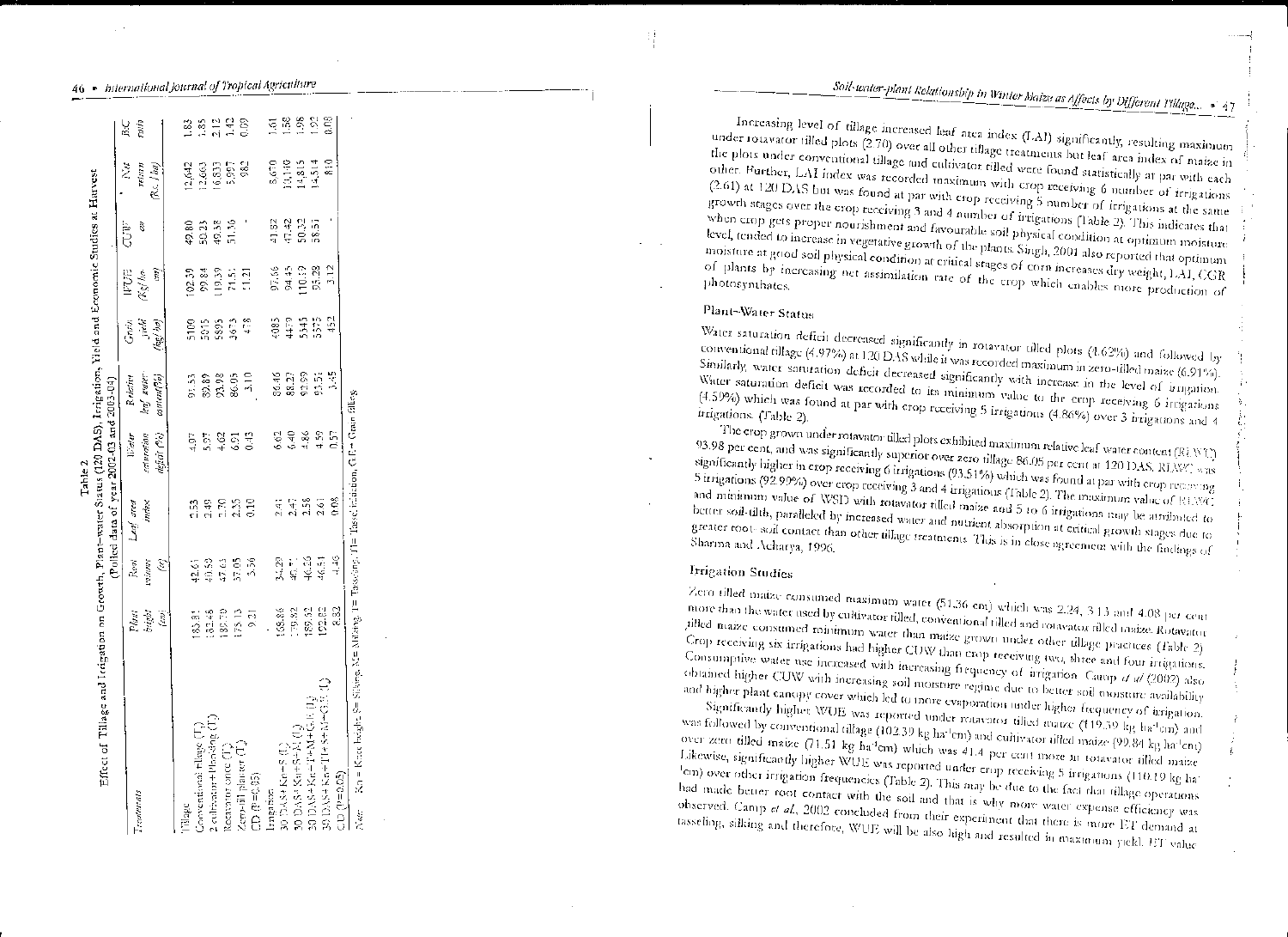Table 2
Effect of Tillage and Irrigation on Growth, Plant-water Status (120 DAS), Irrigation, Yield and Economic Studies at Harvest
(Polled data of year 2002-03 and 2003-04)

| Treatments | Plant height (cm) | Root volume (cc) | Leaf area index | Water saturation deficit (%) | Relative leaf water content(%) | Grain yield (kg/ha) | WUE (Kg/ha cm) | CUW cm | Net return (Rs./ha) | B:C ratio |
|---|---|---|---|---|---|---|---|---|---|---|
| Tillage | | | | | | | | | | |
| Conventional tillage ($T_1$) | 183.91 | 42.61 | 2.53 | 4.07 | 91.53 | 5100 | 102.39 | 49.80 | 12,642 | 1.83 |
| 2 cultivator+Planking ($T_2$) | 182.48 | 40.50 | 2.49 | 5.97 | 89.89 | 5015 | 99.84 | 50.23 | 12,663 | 1.85 |
| Rotavator once ($T_3$) | 189.79 | 47.63 | 2.70 | 4.62 | 93.98 | 5895 | 119.39 | 49.38 | 16,833 | 2.12 |
| Zero-till planter ($T_4$) | 175.13 | 37.05 | 2.35 | 6.91 | 86.05 | 3673 | 71.51 | 51.36 | 5,997 | 1.42 |
| CD (P=0.05) | 9.21 | 3.56 | 0.10 | 0.43 | 3.10 | 478 | 11.21 | - | 982 | 0.09 |
| Irrigation | | | | | | | | | | |
| 30 DAS+Kn+S ($I_1$) | 168.86 | 34.29 | 2.41 | 6.62 | 86.46 | 4085 | 97.66 | 41.82 | 8,670 | 1.61 |
| 30 DAS+Kn+S+M ($I_2$) | 179.82 | 40.77 | 2.47 | 6.40 | 88.22 | 4479 | 94.45 | 47.42 | 10,140 | 1.58 |
| 30 DAS+Kn+T+M+GF ($I_3$) | 189.62 | 46.25 | 2.58 | 4.86 | 92.99 | 5545 | 110.19 | 50.32 | 14,815 | 1.98 |
| 30 DAS+Kn+TI+S+M+GF ($I_4$) | 192.82 | 46.51 | 2.61 | 4.59 | 93.51 | 5575 | 95.28 | 58.51 | 14,514 | 1.92 |
| CD (P=0.05) | 8.32 | 1.46 | 0.08 | 0.57 | 3.45 | 452 | 3.12 | | 810 | 0.08 |

*Note:* Kn = Knee height, S= Silking, M= Milking, T= Tasseling, TI= Tassel initiation, GF= Grain filling.

Increasing level of tillage increased leaf area index (LAI) significantly, resulting maximum under rotavator tilled plots (2.70) over all other tillage treatments but leaf area index of maize in the plots under conventional tillage and cultivator tilled were found statistically at par with each other. Further, LAI index was recorded maximum with crop receiving 6 number of irrigations (2.61) at 120 DAS but was found at par with crop receiving 5 number of irrigations in different growth stages over the crop receiving 3 and 4 number of irrigations at the same (Table 2). This indicates that when crop gets proper nourishment and favourable soil physical condition at optimum moisture level, tended to increase in vegetative growth of the plants. Singh, 2001 also reported that optimum moisture at good soil physical condition at critical stages of corn increases dry weight, LAI, CGR of plants by increasing net assimilation rate of the crop which enables more production of photosynthates.

## Plant-Water Status

Water saturation deficit decreased significantly in rotavator tilled plots (4.62%) and followed by conventional tillage (4.97%) at 120 DAS while it was recorded maximum in zero-tilled maize (6.91%). Similarly, water saturation deficit decreased significantly with increase in the level of irrigation. Water saturation deficit was recorded to its minimum value to the crop receiving 6 irrigations (4.59%) which was found at par with crop receiving 5 irrigations (4.86%) over 3 irrigations and 4 irrigations. (Table 2).

The crop grown under rotavator tilled plots exhibited maximum relative leaf water content (RLWC) 93.98 per cent, and was significantly superior over zero tillage 86.05 per cent at 120 DAS. RLWC was significantly higher in crop receiving 6 irrigations (93.51%) which was found at par with crop receiving 5 irrigations (92.99%) over crop receiving 3 and 4 irrigations (Table 2). The maximum value of RLWC and minimum value of WSD with rotavator tilled maize and 5 to 6 irrigations may be attributed to better soil-tilth, paralleled by increased water and nutrient absorption at critical growth stages due to greater root- soil contact than other tillage treatments. This is in close agreement with the findings of Sharma and Acharya, 1996.

## Irrigation Studies

Zero tilled maize consumed maximum water (51.36 cm) which was 2.24, 3.13 and 4.08 per cent more than the water used by cultivator tilled, conventional tilled and rotavator tilled maize. Rotavator tilled maize consumed minimum water than maize grown under other tillage practices (Table 2). Crop receiving six irrigations had higher CUW than crop receiving two, three and four irrigations. Consumptive water use increased with increasing frequency of irrigation. Camp *et al* (2002) also obtained higher CUW with increasing soil moisture regime due to better soil moisture availability and higher plant canopy cover which led to more evaporation under higher frequency of irrigation.

Significantly higher WUE was reported under rotavator tilled maize (119.39 kg ha$^{-1}$cm) and was followed by conventional tillage (102.39 kg ha$^{-1}$cm) and cultivator tilled maize (99.84 kg ha$^{-1}$cm) over zero tilled maize (71.51 kg ha$^{-1}$cm) which was 41.4 per cent more in rotavator tilled maize. Likewise, significantly higher WUE was reported under crop receiving 5 irrigations (110.19 kg ha$^{-1}$cm) over other irrigation frequencies (Table 2). This may be due to the fact that tillage operations had made better root contact with the soil and that is why more water expense efficiency was observed. Camp *et al.*, 2002 concluded from their experiment that there is more ET demand at tasseling, silking and therefore, WUE will be also high and resulted in maximum yield. ET value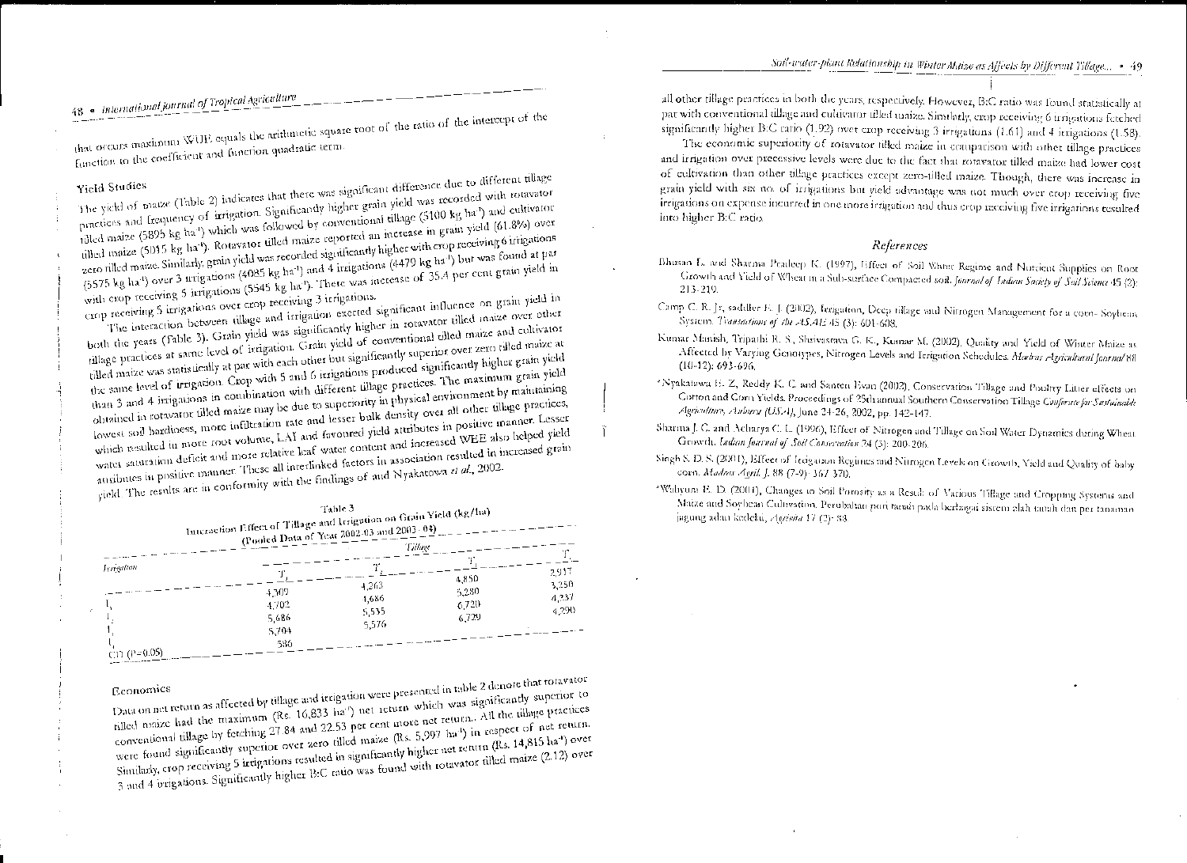that occurs maximum WUE equals the arithmetic square root of the ratio of the intercept of the function to the coefficient and function quadratic term.

### Yield Studies

The yield of maize (Table 2) indicates that there was significant difference due to different tillage practices and frequency of irrigation. Significantly higher grain yield was recorded with rotavator tilled maize (5895 kg ha$^{-1}$) which was followed by conventional tillage (5100 kg ha$^{-1}$) and cultivator tilled maize (5015 kg ha$^{-1}$). Rotavator tilled maize reported an increase in grain yield (61.8%) over zero tilled maize. Similarly, grain yield was recorded significantly higher with crop receiving 6 irrigations (5575 kg ha$^{-1}$) over 3 irrigations (4085 kg ha$^{-1}$) and 4 irrigations (4479 kg ha$^{-1}$) but was found at par with crop receiving 5 irrigations (5545 kg ha$^{-1}$). There was increase of 35.4 per cent grain yield in crop receiving 5 irrigations over crop receiving 3 irrigations.

The interaction between tillage and irrigation exerted significant influence on grain yield in both the years (Table 3). Grain yield was significantly higher in rotavator tilled maize over other tillage practices at same level of irrigation. Grain yield of conventional tilled maize and cultivator tilled maize was statistically at par with each other but significantly superior over zero tilled maize at the same level of irrigation. Crop with 5 and 6 irrigations produced significantly higher grain yield than 3 and 4 irrigations in combination with different tillage practices. The maximum grain yield obtained in rotavator tilled maize may be due to superiority in physical environment by maintaining lowest soil hardiness, more infiltration rate and lesser bulk density over all other tillage practices, which resulted in more root volume, LAI and favoured yield attributes in positive manner. Lesser water saturation deficit and more relative leaf water content and increased WEE also helped yield attributes in positive manner. These all interlinked factors in association resulted in increased grain yield. The results are in conformity with the findings of and Nyakatowa *et al.*, 2002.

Table 3
Interaction Effect of Tillage and Irrigation on Grain Yield (kg/ha)
(Pooled Data of Year 2002-03 and 2003-04)

| Irrigation | Tillage | | | |
|---|---|---|---|---|
| | $T_1$ | $T_2$ | $T_3$ | $T_4$ |
| $I_1$ | 4,309 | 4,263 | 4,850 | 2,917 |
| $I_2$ | 4,702 | 4,686 | 5,280 | 3,250 |
| $I_3$ | 5,686 | 5,535 | 6,720 | 4,237 |
| $I_4$ | 5,704 | 5,576 | 6,729 | 4,290 |
| CD (P=0.05) | 586 | | | |

### Economics

Data on net return as affected by tillage and irrigation were presented in table 2 denote that rotavator tilled maize had the maximum (Rs. 16,833 ha$^{-1}$) net return which was significantly superior to conventional tillage by fetching 27.84 and 22.53 per cent more net return. All the tillage practices were found significantly superior over zero tilled maize (Rs. 5,997 ha$^{-1}$) in respect of net return. Similarly, crop receiving 5 irrigations resulted in significantly higher net return (Rs. 14,815 ha$^{-1}$) over 3 and 4 irrigations. Significantly higher B:C ratio was found with rotavator tilled maize (2.12) over all other tillage practices in both the years, respectively. However, B:C ratio was found statistically at par with conventional tillage and cultivator tilled maize. Similarly, crop receiving 6 irrigations fetched significantly higher B:C ratio (1.92) over crop receiving 3 irrigations (1.61) and 4 irrigations (1.58).

The economic superiority of rotavator tilled maize in comparison with other tillage practices and irrigation over precessive levels were due to the fact that rotavator tilled maize had lower cost of cultivation than other tillage practices except zero-tilled maize. Though, there was increase in grain yield with six no. of irrigations but yield advantage was not much over crop receiving five irrigations on expense incurred in one more irrigation and thus crop receiving five irrigations resulted into higher B:C ratio.

## References

Bhusan L. and Sharma Pradeep K. (1997), Effect of Soil Water Regime and Nutrient Supplies on Root Growth and Yield of Wheat in a Sub-surface Compacted soil. *Journal of Indian Society of Soil Science* 45 (2): 215-219.

Camp C. R. Jr, sadeller E. J. (2002), Irrigation, Deep tillage and Nitrogen Management for a corn- Soybean System. *Transactions of the ASAE* 45 (3): 601-608.

Kumar Manish, Tripathi R. S., Shrivastava G. K., Kumar M. (2002), Quality and Yield of Winter Maize as Affected by Varying Genotypes, Nitrogen Levels and Irrigation Schedules. *Madras Agricultural Journal* 88 (10-12): 693-696.

*Nyakatowa E. Z., Reddy K. C. and Santen Evan (2002), Conservation Tillage and Poultry Litter effects on Cotton and Corn Yields. Proceedings of 25th annual Southern Conservation Tillage *Conference for Sustainable Agriculture, Auburn (USA)*, June 24-26, 2002, pp. 142-147.

Sharma J. C. and Acharya C. L. (1996), Effect of Nitrogen and Tillage on Soil Water Dynamics during Wheat Growth. *Indian Journal of Soil Conservation* 24 (3): 200-206.

Singh S. D. S. (2001), Effect of Irrigation Regimes and Nitrogen Levels on Growth, Yield and Quality of baby corn. *Madras Agril. J.* 88 (7-9): 367-370.

*Wahyuni E. D. (2004), Changes in Soil Porosity as a Result of Various Tillage and Cropping Systems and Maize and Soybean Cultivation. Perubahan pori tanah pada berbagai sistem olah tanah dan per tanaman jagung adan kedelai, *Agriona* 17 (2): 88.